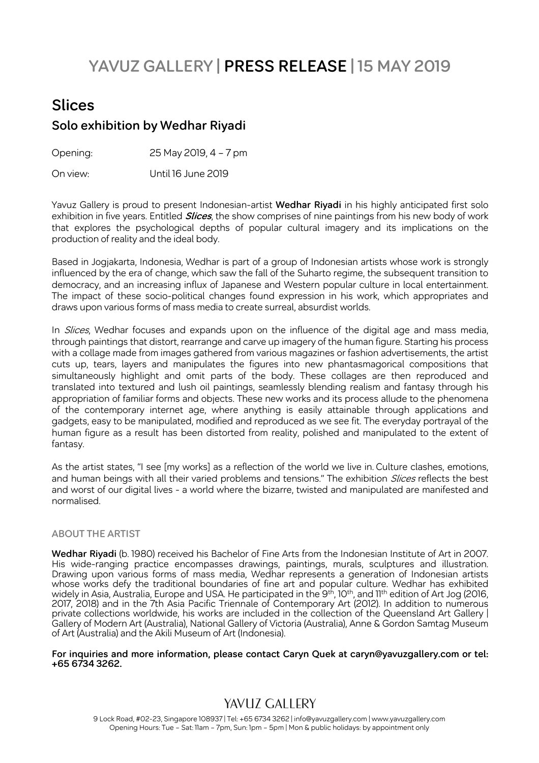# YAVUZ GALLERY | PRESS RELEASE | 15 MAY 2019

## Slices

### Solo exhibition by Wedhar Riyadi

Opening: 25 May 2019, 4 – 7 pm

On view: Until 16 June 2019

Yavuz Gallery is proud to present Indonesian-artist **Wedhar Riyadi** in his highly anticipated first solo exhibition in five years. Entitled ***Slices***, the show comprises of nine paintings from his new body of work that explores the psychological depths of popular cultural imagery and its implications on the production of reality and the ideal body.

Based in Jogjakarta, Indonesia, Wedhar is part of a group of Indonesian artists whose work is strongly influenced by the era of change, which saw the fall of the Suharto regime, the subsequent transition to democracy, and an increasing influx of Japanese and Western popular culture in local entertainment. The impact of these socio-political changes found expression in his work, which appropriates and draws upon various forms of mass media to create surreal, absurdist worlds.

In *Slices*, Wedhar focuses and expands upon on the influence of the digital age and mass media, through paintings that distort, rearrange and carve up imagery of the human figure. Starting his process with a collage made from images gathered from various magazines or fashion advertisements, the artist cuts up, tears, layers and manipulates the figures into new phantasmagorical compositions that simultaneously highlight and omit parts of the body. These collages are then reproduced and translated into textured and lush oil paintings, seamlessly blending realism and fantasy through his appropriation of familiar forms and objects. These new works and its process allude to the phenomena of the contemporary internet age, where anything is easily attainable through applications and gadgets, easy to be manipulated, modified and reproduced as we see fit. The everyday portrayal of the human figure as a result has been distorted from reality, polished and manipulated to the extent of fantasy.

As the artist states, "I see [my works] as a reflection of the world we live in. Culture clashes, emotions, and human beings with all their varied problems and tensions." The exhibition *Slices* reflects the best and worst of our digital lives - a world where the bizarre, twisted and manipulated are manifested and normalised.

#### ABOUT THE ARTIST

**Wedhar Riyadi** (b. 1980) received his Bachelor of Fine Arts from the Indonesian Institute of Art in 2007. His wide-ranging practice encompasses drawings, paintings, murals, sculptures and illustration. Drawing upon various forms of mass media, Wedhar represents a generation of Indonesian artists whose works defy the traditional boundaries of fine art and popular culture. Wedhar has exhibited widely in Asia, Australia, Europe and USA. He participated in the 9th, 10th, and 11th edition of Art Jog (2016, 2017, 2018) and in the 7th Asia Pacific Triennale of Contemporary Art (2012). In addition to numerous private collections worldwide, his works are included in the collection of the Queensland Art Gallery | Gallery of Modern Art (Australia), National Gallery of Victoria (Australia), Anne & Gordon Samtag Museum of Art (Australia) and the Akili Museum of Art (Indonesia).

**For inquiries and more information, please contact Caryn Quek at caryn@yavuzgallery.com or tel: +65 6734 3262.**

YAVUZ GALLERY

9 Lock Road, #02-23, Singapore 108937 | Tel: +65 6734 3262 | info@yavuzgallery.com | www.yavuzgallery.com
Opening Hours: Tue – Sat: 11am – 7pm, Sun: 1pm – 5pm | Mon & public holidays: by appointment only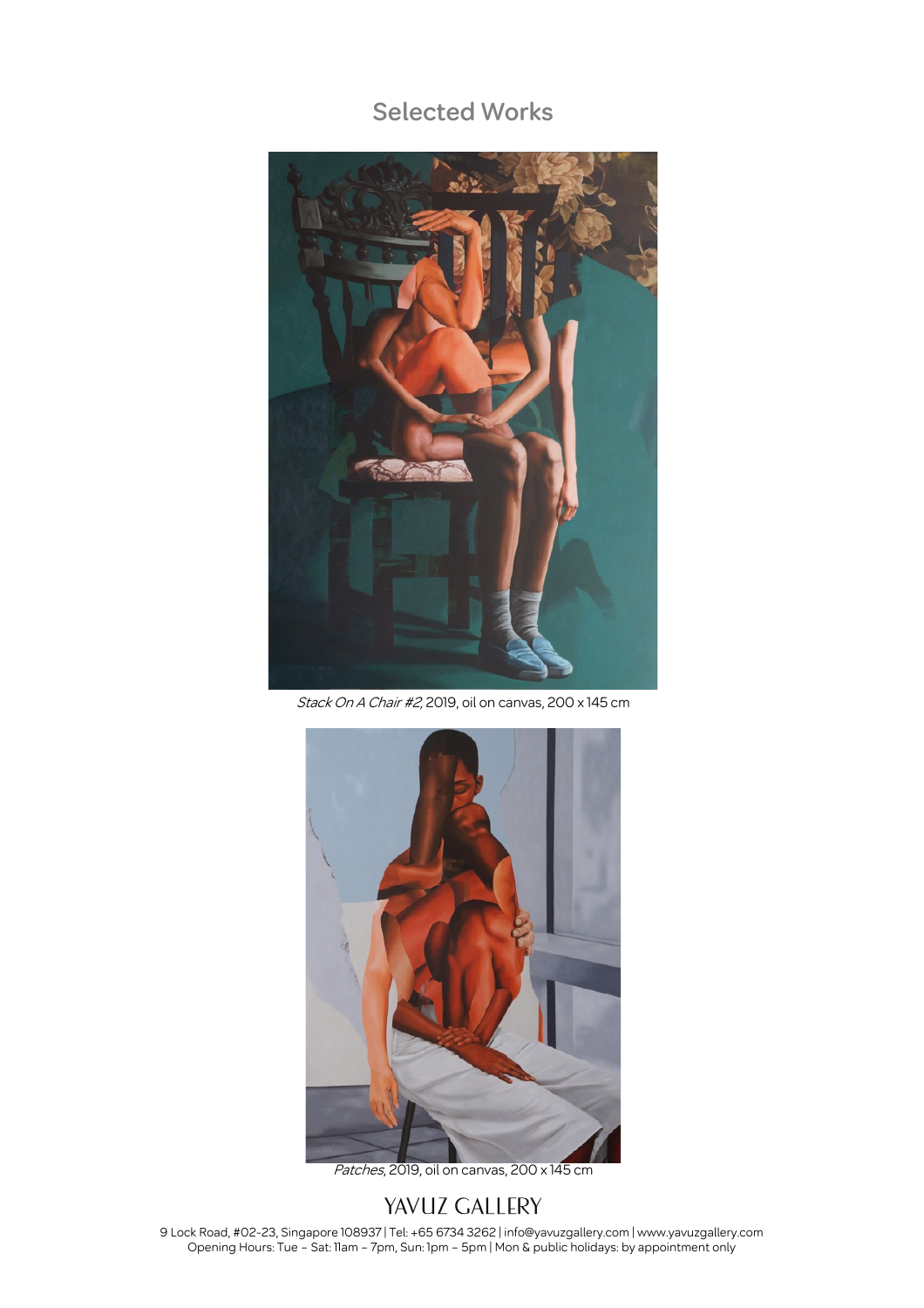## Selected Works

*Stack On A Chair #2,* 2019, oil on canvas, 200 x 145 cm

*Patches*, 2019, oil on canvas, 200 x 145 cm

YAVUZ GALLERY

9 Lock Road, #02-23, Singapore 108937 | Tel: +65 6734 3262 | info@yavuzgallery.com | www.yavuzgallery.com
Opening Hours: Tue – Sat: 11am – 7pm, Sun: 1pm – 5pm | Mon & public holidays: by appointment only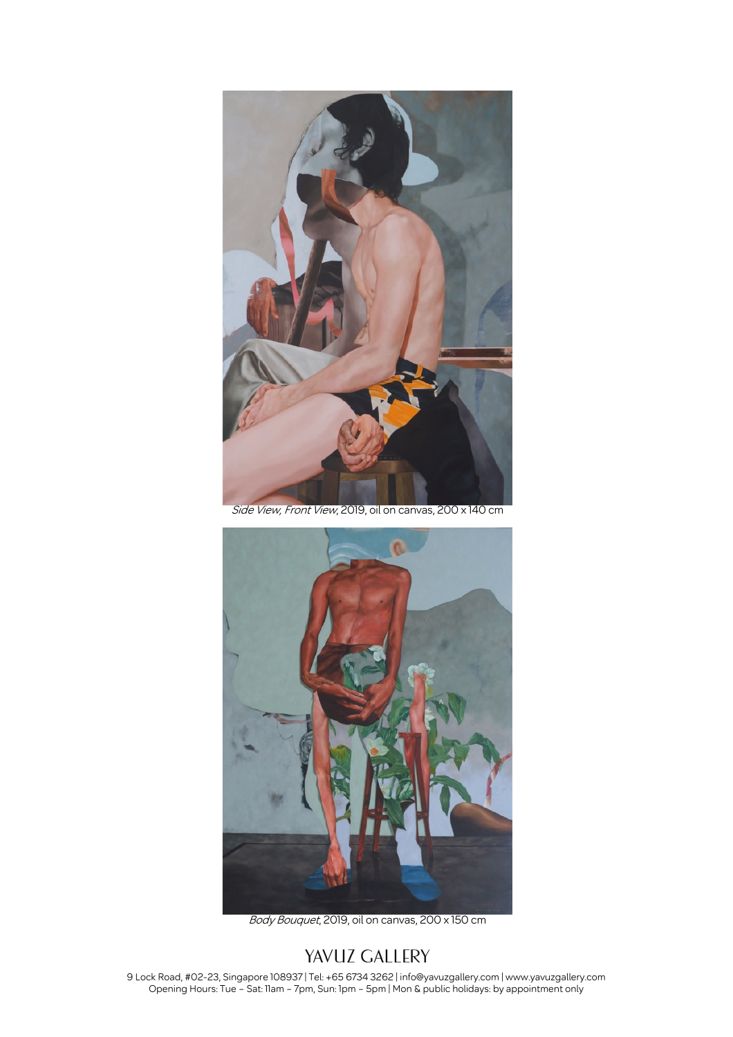*Side View, Front View*, 2019, oil on canvas, 200 x 140 cm

*Body Bouquet*, 2019, oil on canvas, 200 x 150 cm

YAVUZ GALLERY

9 Lock Road, #02-23, Singapore 108937 | Tel: +65 6734 3262 | info@yavuzgallery.com | www.yavuzgallery.com
Opening Hours: Tue – Sat: 11am – 7pm, Sun: 1pm – 5pm | Mon & public holidays: by appointment only